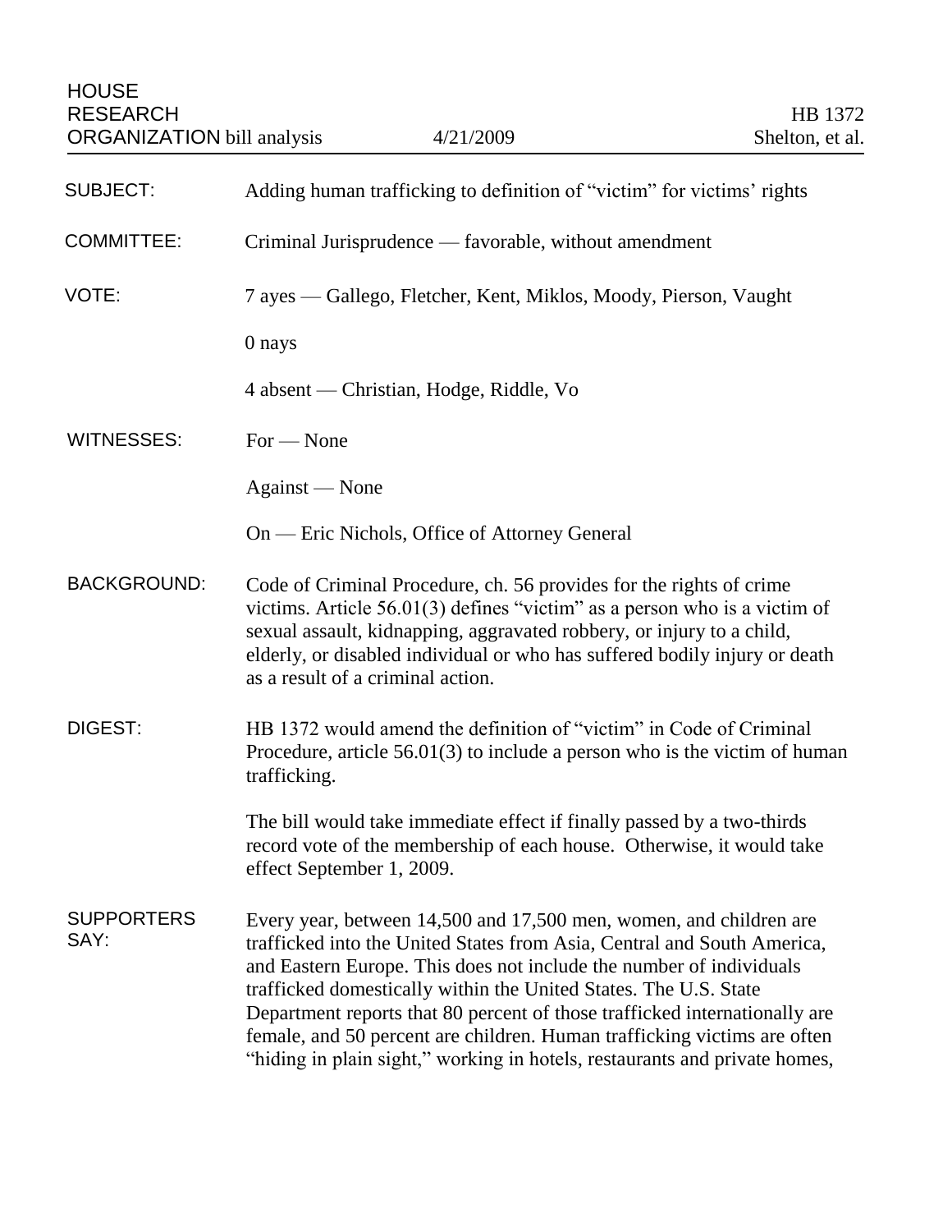HOUSE RESEARCH ORGANIZATION bill analysis | 4/21/2009 | HB 1372 Shelton, et al.

| | |
|---|---|
| SUBJECT: | Adding human trafficking to definition of "victim" for victims' rights |
| COMMITTEE: | Criminal Jurisprudence — favorable, without amendment |
| VOTE: | 7 ayes — Gallego, Fletcher, Kent, Miklos, Moody, Pierson, Vaught |
| | 0 nays |
| | 4 absent — Christian, Hodge, Riddle, Vo |
| WITNESSES: | For — None |
| | Against — None |
| | On — Eric Nichols, Office of Attorney General |

**BACKGROUND:**

Code of Criminal Procedure, ch. 56 provides for the rights of crime victims. Article 56.01(3) defines "victim" as a person who is a victim of sexual assault, kidnapping, aggravated robbery, or injury to a child, elderly, or disabled individual or who has suffered bodily injury or death as a result of a criminal action.

**DIGEST:**

HB 1372 would amend the definition of "victim" in Code of Criminal Procedure, article 56.01(3) to include a person who is the victim of human trafficking.

The bill would take immediate effect if finally passed by a two-thirds record vote of the membership of each house. Otherwise, it would take effect September 1, 2009.

**SUPPORTERS SAY:**

Every year, between 14,500 and 17,500 men, women, and children are trafficked into the United States from Asia, Central and South America, and Eastern Europe. This does not include the number of individuals trafficked domestically within the United States. The U.S. State Department reports that 80 percent of those trafficked internationally are female, and 50 percent are children. Human trafficking victims are often "hiding in plain sight," working in hotels, restaurants and private homes,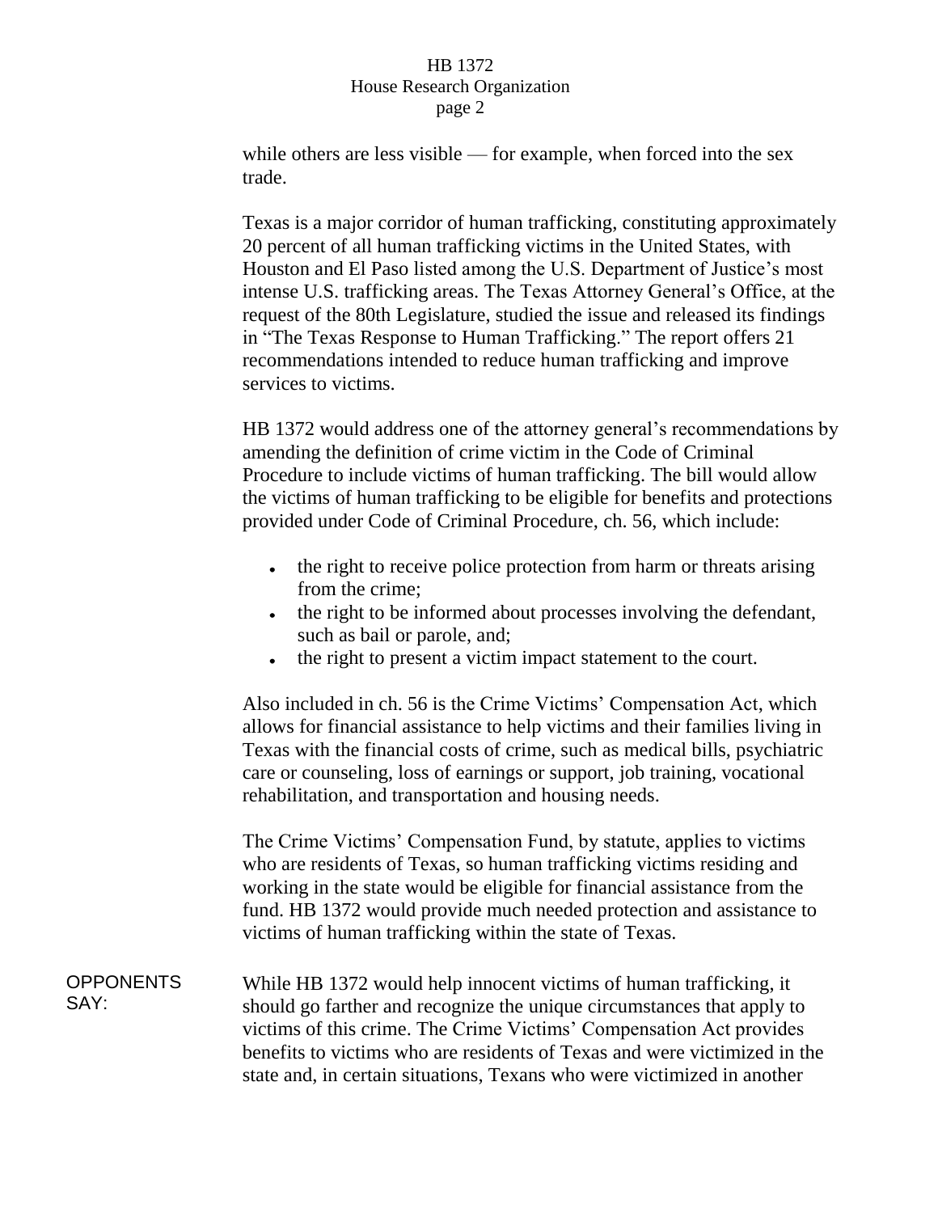while others are less visible — for example, when forced into the sex trade.

Texas is a major corridor of human trafficking, constituting approximately 20 percent of all human trafficking victims in the United States, with Houston and El Paso listed among the U.S. Department of Justice's most intense U.S. trafficking areas. The Texas Attorney General's Office, at the request of the 80th Legislature, studied the issue and released its findings in "The Texas Response to Human Trafficking." The report offers 21 recommendations intended to reduce human trafficking and improve services to victims.

HB 1372 would address one of the attorney general's recommendations by amending the definition of crime victim in the Code of Criminal Procedure to include victims of human trafficking. The bill would allow the victims of human trafficking to be eligible for benefits and protections provided under Code of Criminal Procedure, ch. 56, which include:

- the right to receive police protection from harm or threats arising from the crime;
- the right to be informed about processes involving the defendant, such as bail or parole, and;
- the right to present a victim impact statement to the court.

Also included in ch. 56 is the Crime Victims' Compensation Act, which allows for financial assistance to help victims and their families living in Texas with the financial costs of crime, such as medical bills, psychiatric care or counseling, loss of earnings or support, job training, vocational rehabilitation, and transportation and housing needs.

The Crime Victims' Compensation Fund, by statute, applies to victims who are residents of Texas, so human trafficking victims residing and working in the state would be eligible for financial assistance from the fund. HB 1372 would provide much needed protection and assistance to victims of human trafficking within the state of Texas.

OPPONENTS SAY:

While HB 1372 would help innocent victims of human trafficking, it should go farther and recognize the unique circumstances that apply to victims of this crime. The Crime Victims' Compensation Act provides benefits to victims who are residents of Texas and were victimized in the state and, in certain situations, Texans who were victimized in another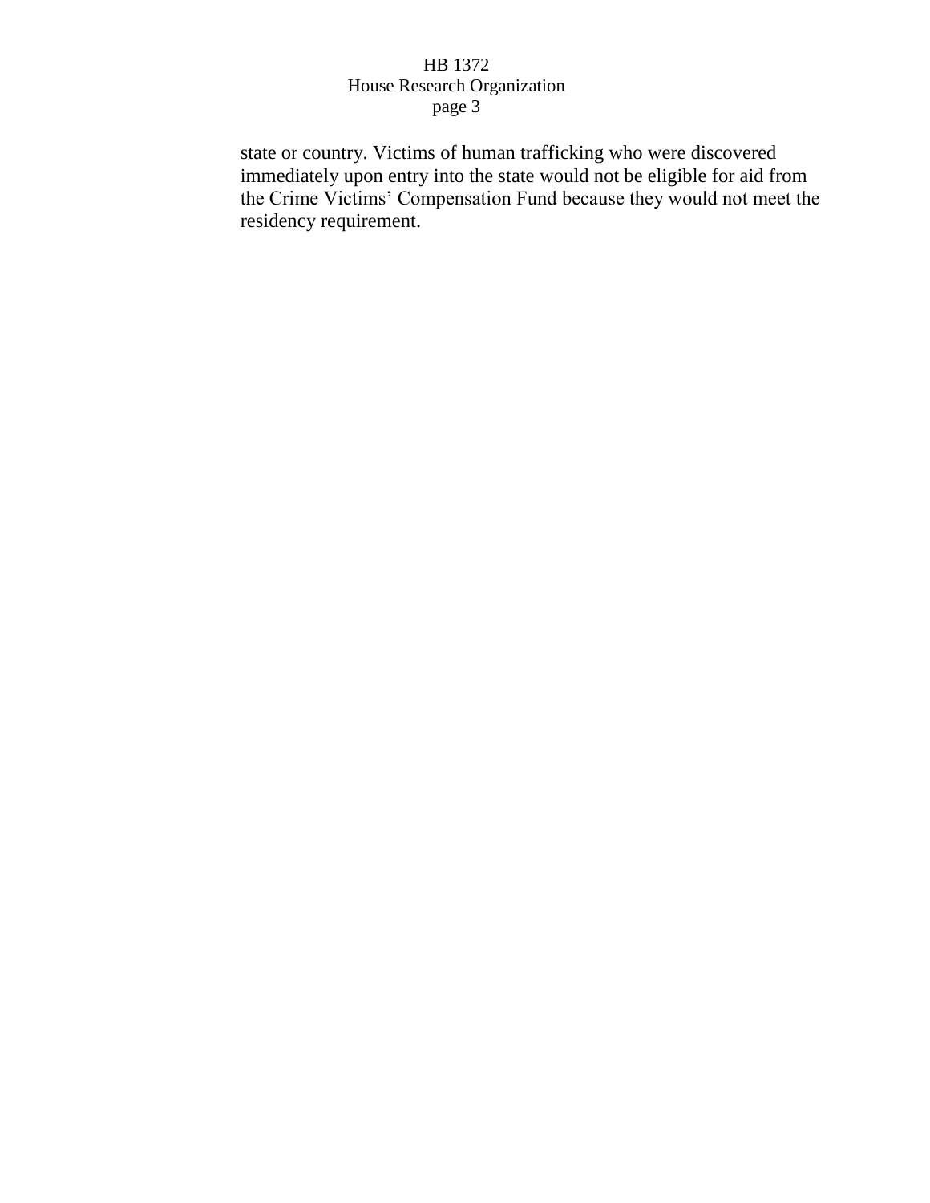state or country. Victims of human trafficking who were discovered immediately upon entry into the state would not be eligible for aid from the Crime Victims' Compensation Fund because they would not meet the residency requirement.